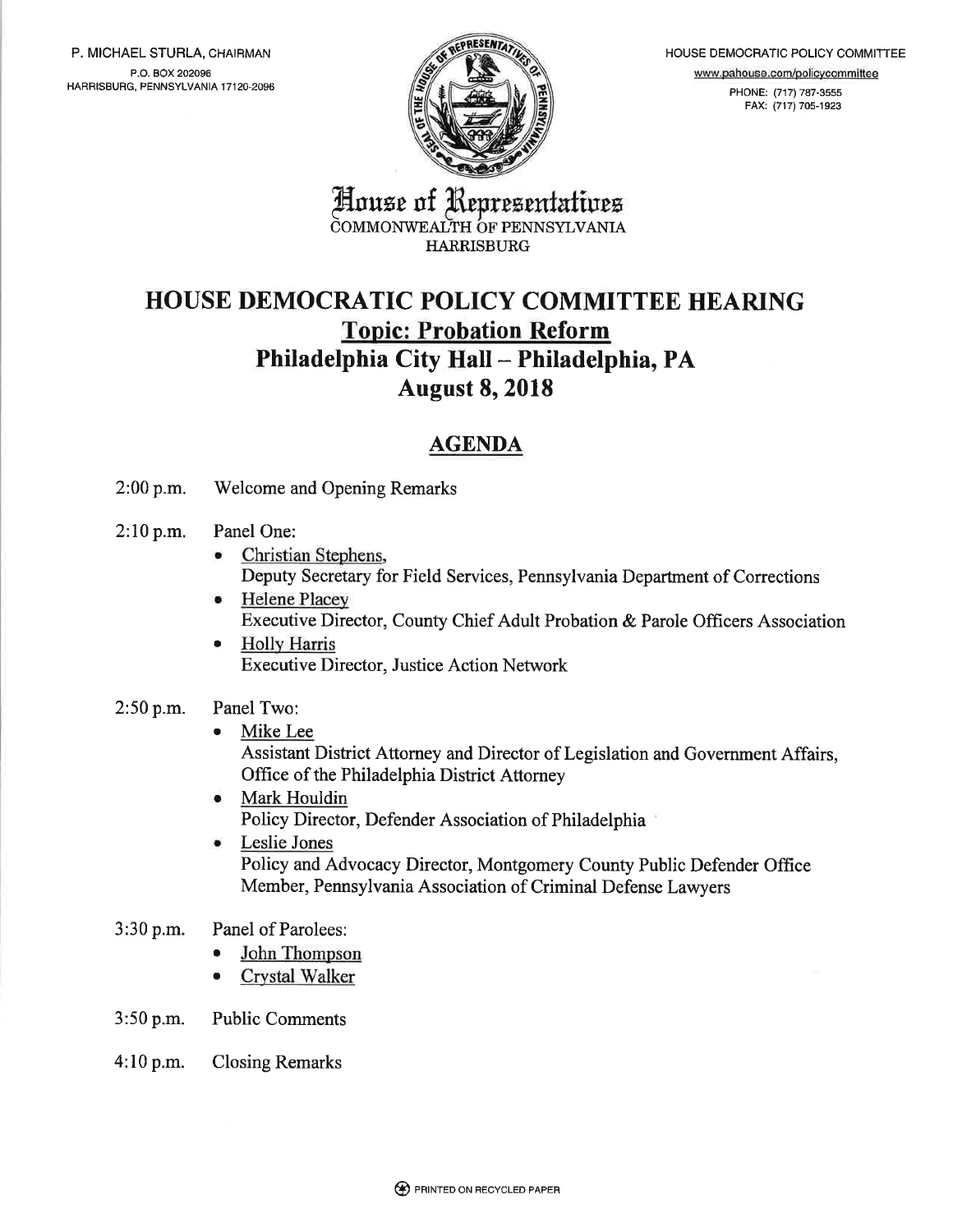P. MICHAEL STURLA, CHAIRMAN
P.O. BOX 202096
HARRISBURG, PENNSYLVANIA 17120-2096

HOUSE DEMOCRATIC POLICY COMMITTEE
www.pahouse.com/policycommittee
PHONE: (717) 787-3555
FAX: (717) 705-1923

House of Representatives
COMMONWEALTH OF PENNSYLVANIA
HARRISBURG

# HOUSE DEMOCRATIC POLICY COMMITTEE HEARING

## Topic: Probation Reform

## Philadelphia City Hall – Philadelphia, PA

## August 8, 2018

## AGENDA

2:00 p.m. Welcome and Opening Remarks

2:10 p.m. Panel One:

- Christian Stephens,
  Deputy Secretary for Field Services, Pennsylvania Department of Corrections
- Helene Placey
  Executive Director, County Chief Adult Probation & Parole Officers Association
- Holly Harris
  Executive Director, Justice Action Network

2:50 p.m. Panel Two:

- Mike Lee
  Assistant District Attorney and Director of Legislation and Government Affairs, Office of the Philadelphia District Attorney
- Mark Houldin
  Policy Director, Defender Association of Philadelphia
- Leslie Jones
  Policy and Advocacy Director, Montgomery County Public Defender Office
  Member, Pennsylvania Association of Criminal Defense Lawyers

3:30 p.m. Panel of Parolees:

- John Thompson
- Crystal Walker

3:50 p.m. Public Comments

4:10 p.m. Closing Remarks

PRINTED ON RECYCLED PAPER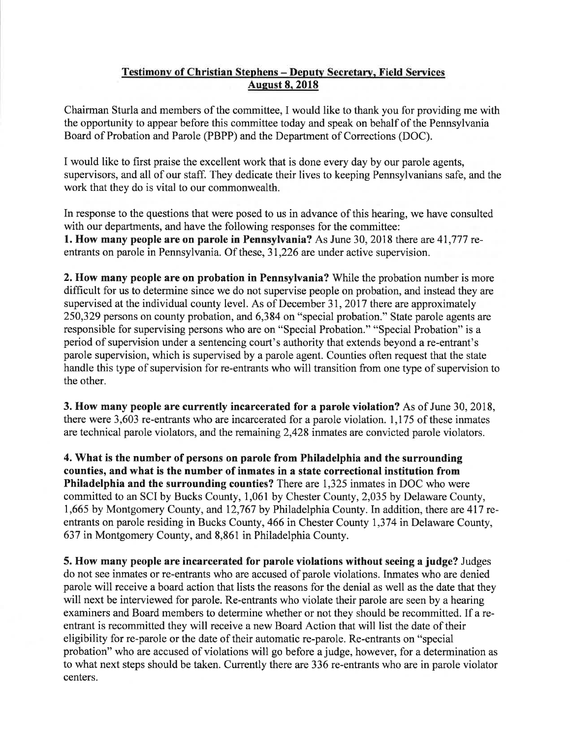**Testimony of Christian Stephens – Deputy Secretary, Field Services**
**August 8, 2018**

Chairman Sturla and members of the committee, I would like to thank you for providing me with the opportunity to appear before this committee today and speak on behalf of the Pennsylvania Board of Probation and Parole (PBPP) and the Department of Corrections (DOC).

I would like to first praise the excellent work that is done every day by our parole agents, supervisors, and all of our staff. They dedicate their lives to keeping Pennsylvanians safe, and the work that they do is vital to our commonwealth.

In response to the questions that were posed to us in advance of this hearing, we have consulted with our departments, and have the following responses for the committee:

**1. How many people are on parole in Pennsylvania?** As June 30, 2018 there are 41,777 re-entrants on parole in Pennsylvania. Of these, 31,226 are under active supervision.

**2. How many people are on probation in Pennsylvania?** While the probation number is more difficult for us to determine since we do not supervise people on probation, and instead they are supervised at the individual county level. As of December 31, 2017 there are approximately 250,329 persons on county probation, and 6,384 on "special probation." State parole agents are responsible for supervising persons who are on "Special Probation." "Special Probation" is a period of supervision under a sentencing court's authority that extends beyond a re-entrant's parole supervision, which is supervised by a parole agent. Counties often request that the state handle this type of supervision for re-entrants who will transition from one type of supervision to the other.

**3. How many people are currently incarcerated for a parole violation?** As of June 30, 2018, there were 3,603 re-entrants who are incarcerated for a parole violation. 1,175 of these inmates are technical parole violators, and the remaining 2,428 inmates are convicted parole violators.

**4. What is the number of persons on parole from Philadelphia and the surrounding counties, and what is the number of inmates in a state correctional institution from Philadelphia and the surrounding counties?** There are 1,325 inmates in DOC who were committed to an SCI by Bucks County, 1,061 by Chester County, 2,035 by Delaware County, 1,665 by Montgomery County, and 12,767 by Philadelphia County. In addition, there are 417 re-entrants on parole residing in Bucks County, 466 in Chester County 1,374 in Delaware County, 637 in Montgomery County, and 8,861 in Philadelphia County.

**5. How many people are incarcerated for parole violations without seeing a judge?** Judges do not see inmates or re-entrants who are accused of parole violations. Inmates who are denied parole will receive a board action that lists the reasons for the denial as well as the date that they will next be interviewed for parole. Re-entrants who violate their parole are seen by a hearing examiners and Board members to determine whether or not they should be recommitted. If a re-entrant is recommitted they will receive a new Board Action that will list the date of their eligibility for re-parole or the date of their automatic re-parole. Re-entrants on "special probation" who are accused of violations will go before a judge, however, for a determination as to what next steps should be taken. Currently there are 336 re-entrants who are in parole violator centers.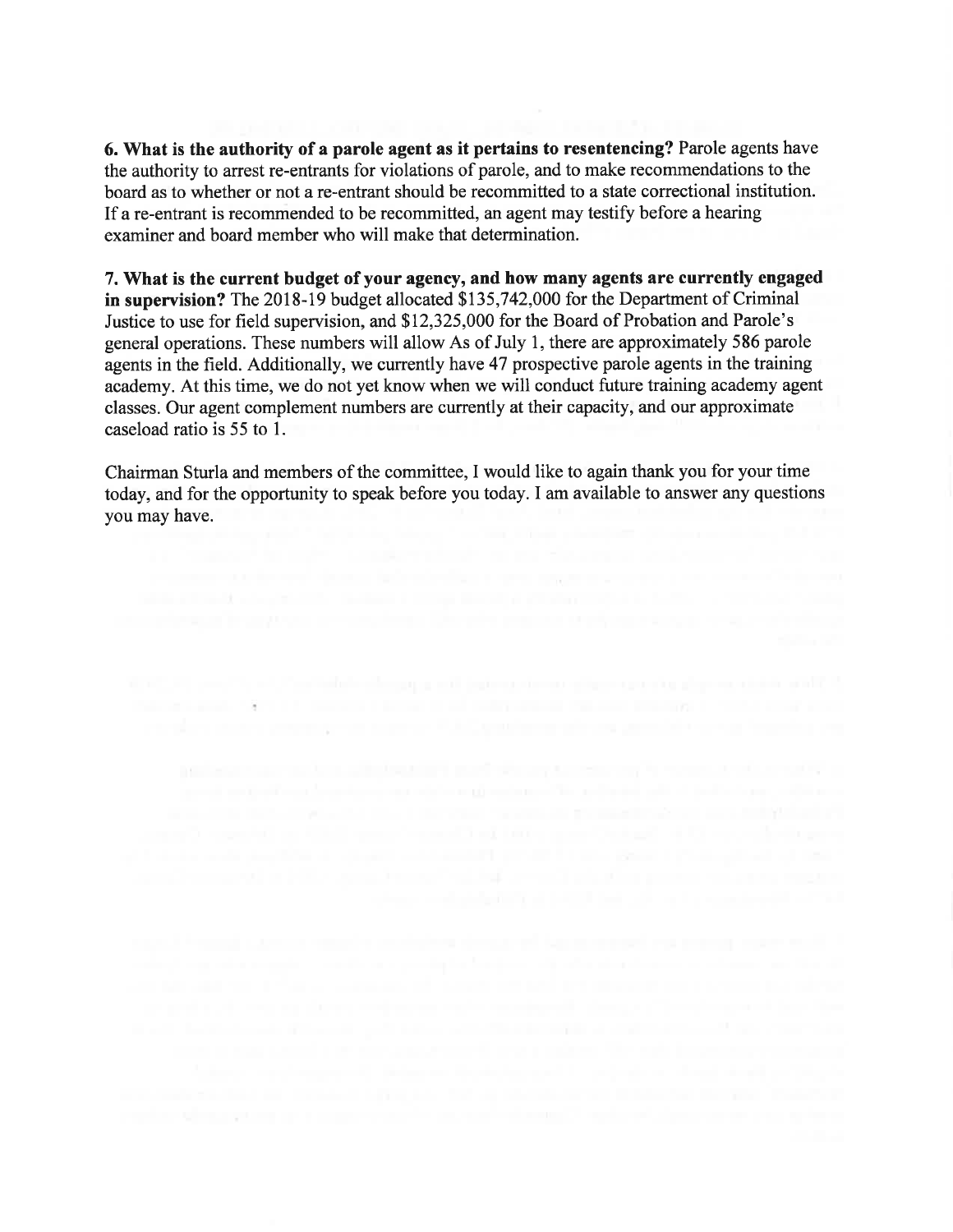**6. What is the authority of a parole agent as it pertains to resentencing?** Parole agents have the authority to arrest re-entrants for violations of parole, and to make recommendations to the board as to whether or not a re-entrant should be recommitted to a state correctional institution. If a re-entrant is recommended to be recommitted, an agent may testify before a hearing examiner and board member who will make that determination.

**7. What is the current budget of your agency, and how many agents are currently engaged in supervision?** The 2018-19 budget allocated $135,742,000 for the Department of Criminal Justice to use for field supervision, and $12,325,000 for the Board of Probation and Parole's general operations. These numbers will allow As of July 1, there are approximately 586 parole agents in the field. Additionally, we currently have 47 prospective parole agents in the training academy. At this time, we do not yet know when we will conduct future training academy agent classes. Our agent complement numbers are currently at their capacity, and our approximate caseload ratio is 55 to 1.

Chairman Sturla and members of the committee, I would like to again thank you for your time today, and for the opportunity to speak before you today. I am available to answer any questions you may have.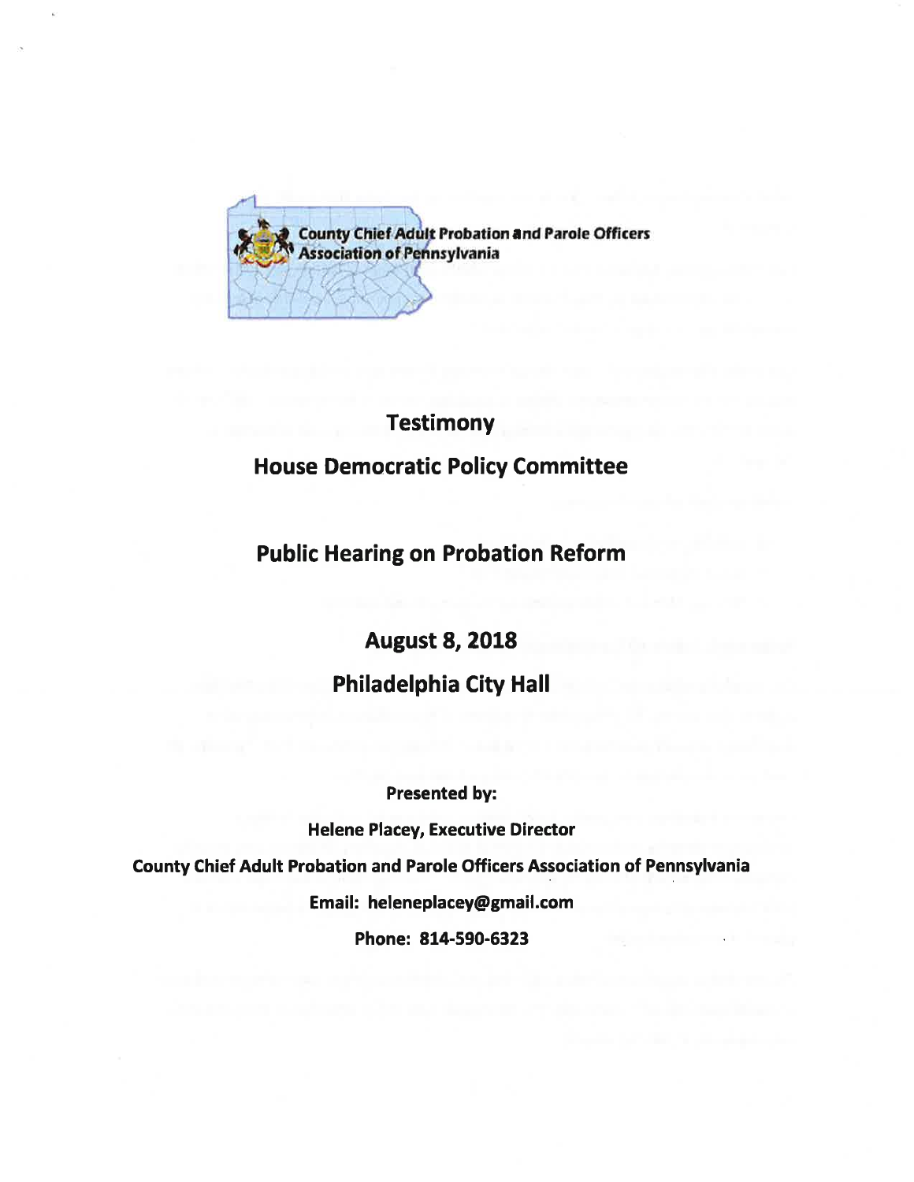County Chief Adult Probation and Parole Officers Association of Pennsylvania

# Testimony

## House Democratic Policy Committee

## Public Hearing on Probation Reform

## August 8, 2018

## Philadelphia City Hall

**Presented by:**

**Helene Placey, Executive Director**

**County Chief Adult Probation and Parole Officers Association of Pennsylvania**

**Email: heleneplacey@gmail.com**

**Phone: 814-590-6323**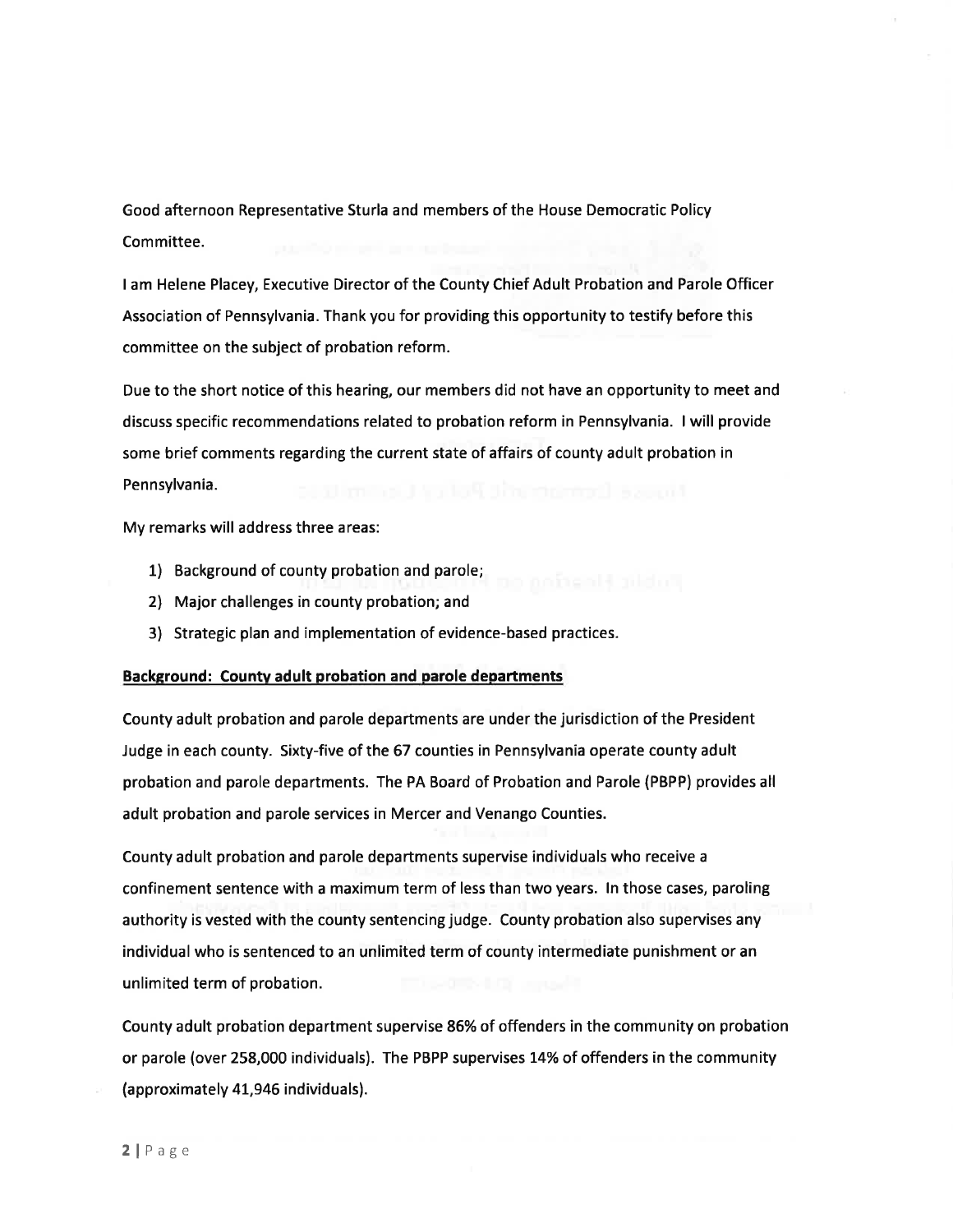Good afternoon Representative Sturla and members of the House Democratic Policy Committee.

I am Helene Placey, Executive Director of the County Chief Adult Probation and Parole Officer Association of Pennsylvania. Thank you for providing this opportunity to testify before this committee on the subject of probation reform.

Due to the short notice of this hearing, our members did not have an opportunity to meet and discuss specific recommendations related to probation reform in Pennsylvania. I will provide some brief comments regarding the current state of affairs of county adult probation in Pennsylvania.

My remarks will address three areas:

1) Background of county probation and parole;
2) Major challenges in county probation; and
3) Strategic plan and implementation of evidence-based practices.

**Background: County adult probation and parole departments**

County adult probation and parole departments are under the jurisdiction of the President Judge in each county. Sixty-five of the 67 counties in Pennsylvania operate county adult probation and parole departments. The PA Board of Probation and Parole (PBPP) provides all adult probation and parole services in Mercer and Venango Counties.

County adult probation and parole departments supervise individuals who receive a confinement sentence with a maximum term of less than two years. In those cases, paroling authority is vested with the county sentencing judge. County probation also supervises any individual who is sentenced to an unlimited term of county intermediate punishment or an unlimited term of probation.

County adult probation department supervise 86% of offenders in the community on probation or parole (over 258,000 individuals). The PBPP supervises 14% of offenders in the community (approximately 41,946 individuals).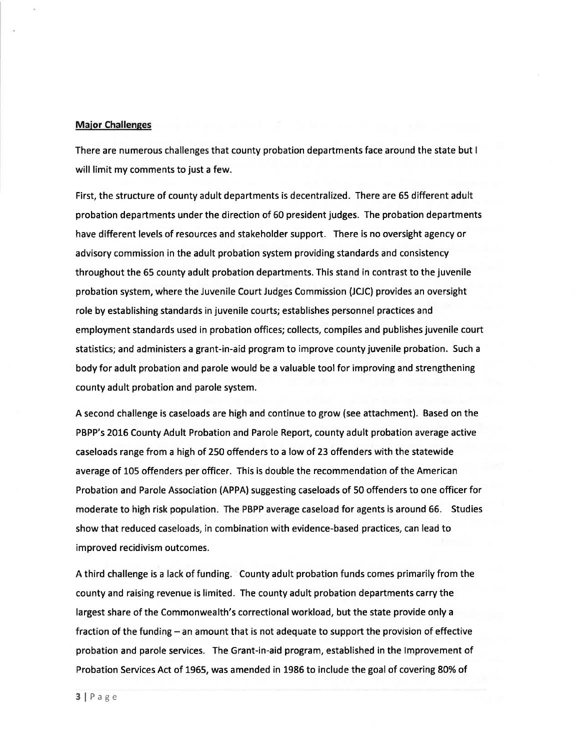**Major Challenges**

There are numerous challenges that county probation departments face around the state but I will limit my comments to just a few.

First, the structure of county adult departments is decentralized. There are 65 different adult probation departments under the direction of 60 president judges. The probation departments have different levels of resources and stakeholder support. There is no oversight agency or advisory commission in the adult probation system providing standards and consistency throughout the 65 county adult probation departments. This stand in contrast to the juvenile probation system, where the Juvenile Court Judges Commission (JCJC) provides an oversight role by establishing standards in juvenile courts; establishes personnel practices and employment standards used in probation offices; collects, compiles and publishes juvenile court statistics; and administers a grant-in-aid program to improve county juvenile probation. Such a body for adult probation and parole would be a valuable tool for improving and strengthening county adult probation and parole system.

A second challenge is caseloads are high and continue to grow (see attachment). Based on the PBPP's 2016 County Adult Probation and Parole Report, county adult probation average active caseloads range from a high of 250 offenders to a low of 23 offenders with the statewide average of 105 offenders per officer. This is double the recommendation of the American Probation and Parole Association (APPA) suggesting caseloads of 50 offenders to one officer for moderate to high risk population. The PBPP average caseload for agents is around 66. Studies show that reduced caseloads, in combination with evidence-based practices, can lead to improved recidivism outcomes.

A third challenge is a lack of funding. County adult probation funds comes primarily from the county and raising revenue is limited. The county adult probation departments carry the largest share of the Commonwealth's correctional workload, but the state provide only a fraction of the funding – an amount that is not adequate to support the provision of effective probation and parole services. The Grant-in-aid program, established in the Improvement of Probation Services Act of 1965, was amended in 1986 to include the goal of covering 80% of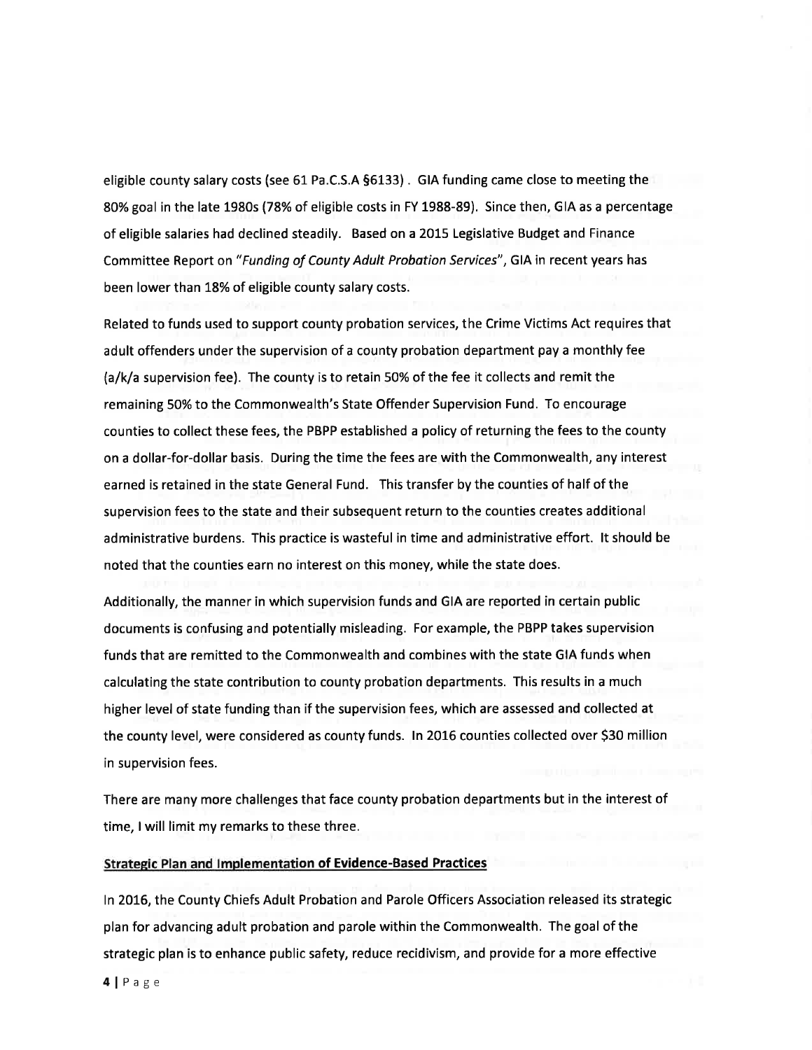eligible county salary costs (see 61 Pa.C.S.A §6133) . GIA funding came close to meeting the 80% goal in the late 1980s (78% of eligible costs in FY 1988-89). Since then, GIA as a percentage of eligible salaries had declined steadily. Based on a 2015 Legislative Budget and Finance Committee Report on *"Funding of County Adult Probation Services"*, GIA in recent years has been lower than 18% of eligible county salary costs.

Related to funds used to support county probation services, the Crime Victims Act requires that adult offenders under the supervision of a county probation department pay a monthly fee (a/k/a supervision fee). The county is to retain 50% of the fee it collects and remit the remaining 50% to the Commonwealth's State Offender Supervision Fund. To encourage counties to collect these fees, the PBPP established a policy of returning the fees to the county on a dollar-for-dollar basis. During the time the fees are with the Commonwealth, any interest earned is retained in the state General Fund. This transfer by the counties of half of the supervision fees to the state and their subsequent return to the counties creates additional administrative burdens. This practice is wasteful in time and administrative effort. It should be noted that the counties earn no interest on this money, while the state does.

Additionally, the manner in which supervision funds and GIA are reported in certain public documents is confusing and potentially misleading. For example, the PBPP takes supervision funds that are remitted to the Commonwealth and combines with the state GIA funds when calculating the state contribution to county probation departments. This results in a much higher level of state funding than if the supervision fees, which are assessed and collected at the county level, were considered as county funds. In 2016 counties collected over $30 million in supervision fees.

There are many more challenges that face county probation departments but in the interest of time, I will limit my remarks to these three.

**Strategic Plan and Implementation of Evidence-Based Practices**

In 2016, the County Chiefs Adult Probation and Parole Officers Association released its strategic plan for advancing adult probation and parole within the Commonwealth. The goal of the strategic plan is to enhance public safety, reduce recidivism, and provide for a more effective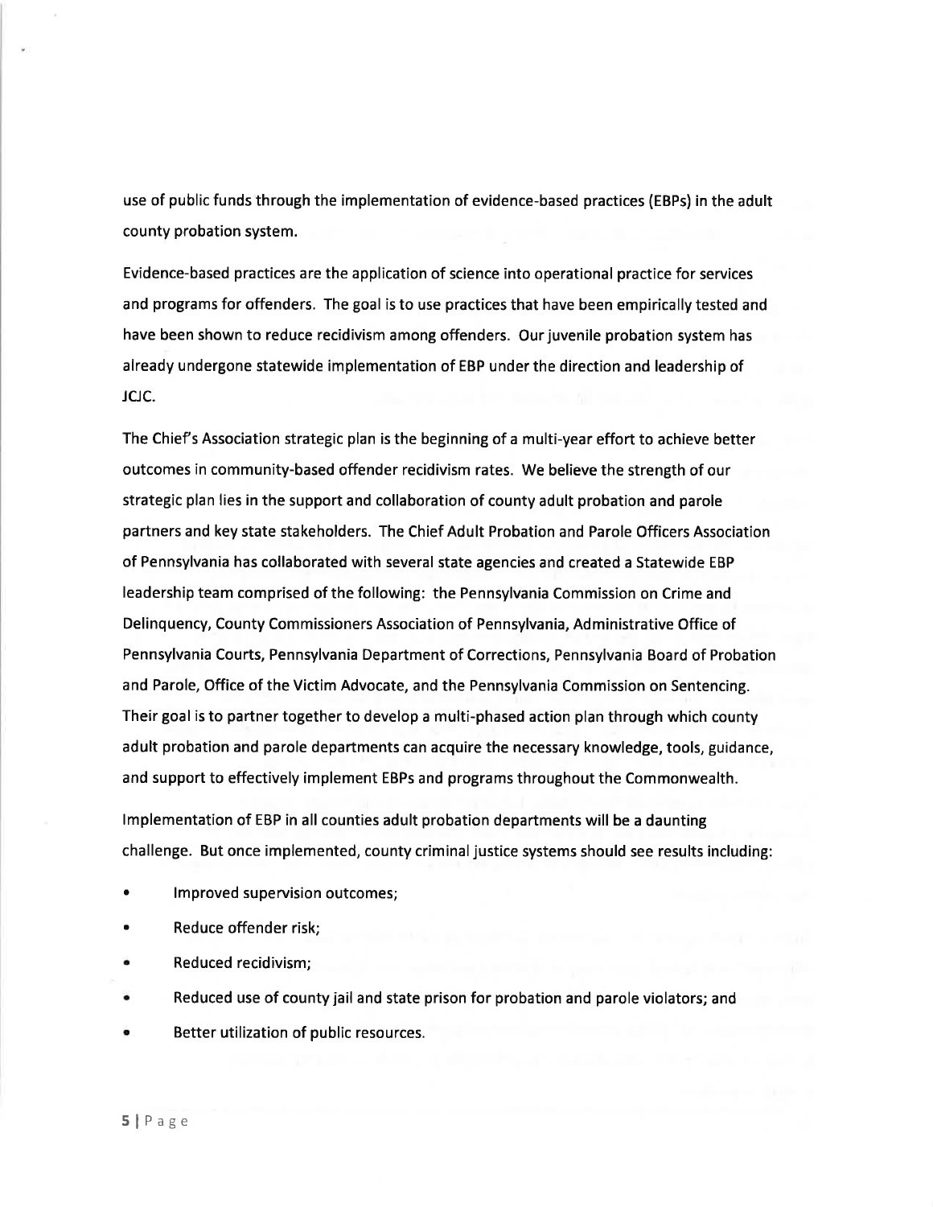use of public funds through the implementation of evidence-based practices (EBPs) in the adult county probation system.

Evidence-based practices are the application of science into operational practice for services and programs for offenders. The goal is to use practices that have been empirically tested and have been shown to reduce recidivism among offenders. Our juvenile probation system has already undergone statewide implementation of EBP under the direction and leadership of JCJC.

The Chief's Association strategic plan is the beginning of a multi-year effort to achieve better outcomes in community-based offender recidivism rates. We believe the strength of our strategic plan lies in the support and collaboration of county adult probation and parole partners and key state stakeholders. The Chief Adult Probation and Parole Officers Association of Pennsylvania has collaborated with several state agencies and created a Statewide EBP leadership team comprised of the following: the Pennsylvania Commission on Crime and Delinquency, County Commissioners Association of Pennsylvania, Administrative Office of Pennsylvania Courts, Pennsylvania Department of Corrections, Pennsylvania Board of Probation and Parole, Office of the Victim Advocate, and the Pennsylvania Commission on Sentencing. Their goal is to partner together to develop a multi-phased action plan through which county adult probation and parole departments can acquire the necessary knowledge, tools, guidance, and support to effectively implement EBPs and programs throughout the Commonwealth.

Implementation of EBP in all counties adult probation departments will be a daunting challenge. But once implemented, county criminal justice systems should see results including:

- Improved supervision outcomes;
- Reduce offender risk;
- Reduced recidivism;
- Reduced use of county jail and state prison for probation and parole violators; and
- Better utilization of public resources.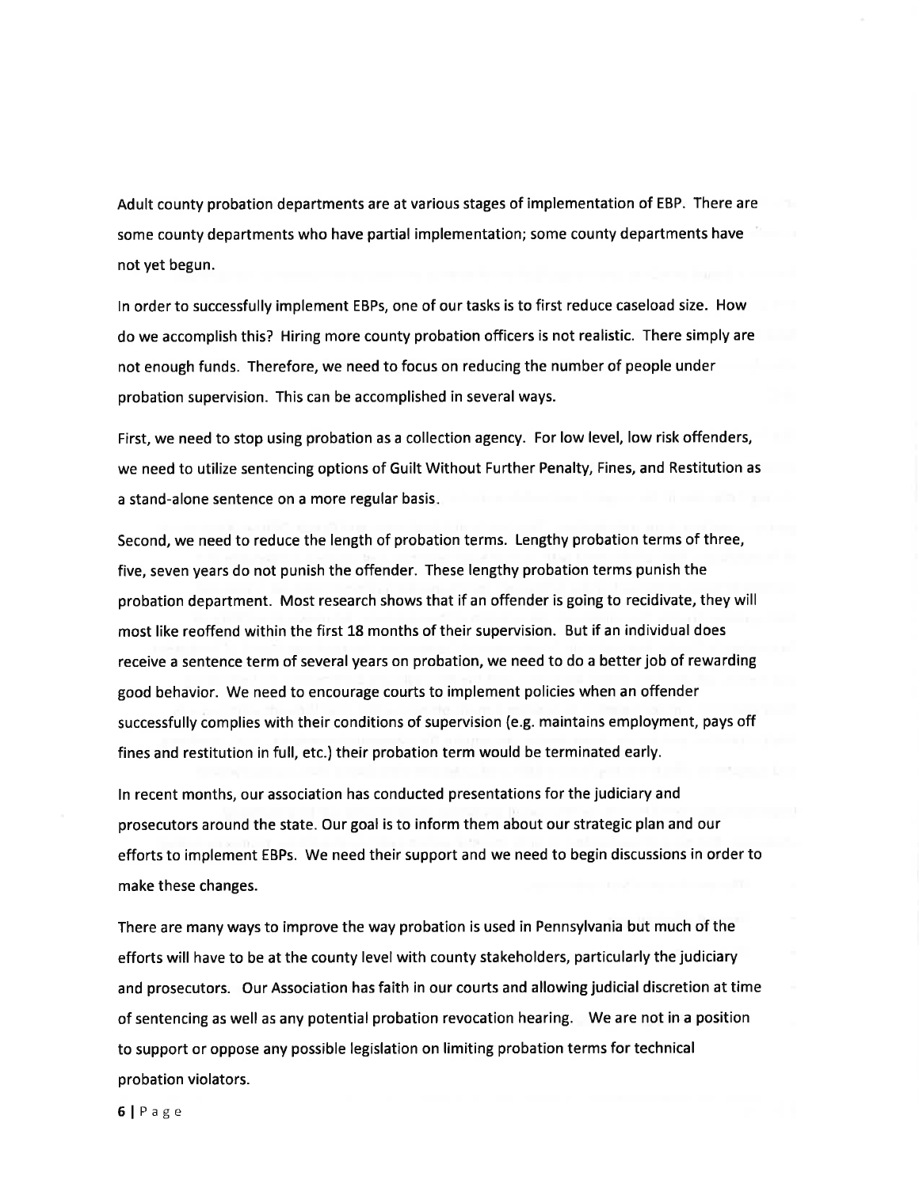Adult county probation departments are at various stages of implementation of EBP. There are some county departments who have partial implementation; some county departments have not yet begun.

In order to successfully implement EBPs, one of our tasks is to first reduce caseload size. How do we accomplish this? Hiring more county probation officers is not realistic. There simply are not enough funds. Therefore, we need to focus on reducing the number of people under probation supervision. This can be accomplished in several ways.

First, we need to stop using probation as a collection agency. For low level, low risk offenders, we need to utilize sentencing options of Guilt Without Further Penalty, Fines, and Restitution as a stand-alone sentence on a more regular basis.

Second, we need to reduce the length of probation terms. Lengthy probation terms of three, five, seven years do not punish the offender. These lengthy probation terms punish the probation department. Most research shows that if an offender is going to recidivate, they will most like reoffend within the first 18 months of their supervision. But if an individual does receive a sentence term of several years on probation, we need to do a better job of rewarding good behavior. We need to encourage courts to implement policies when an offender successfully complies with their conditions of supervision (e.g. maintains employment, pays off fines and restitution in full, etc.) their probation term would be terminated early.

In recent months, our association has conducted presentations for the judiciary and prosecutors around the state. Our goal is to inform them about our strategic plan and our efforts to implement EBPs. We need their support and we need to begin discussions in order to make these changes.

There are many ways to improve the way probation is used in Pennsylvania but much of the efforts will have to be at the county level with county stakeholders, particularly the judiciary and prosecutors. Our Association has faith in our courts and allowing judicial discretion at time of sentencing as well as any potential probation revocation hearing. We are not in a position to support or oppose any possible legislation on limiting probation terms for technical probation violators.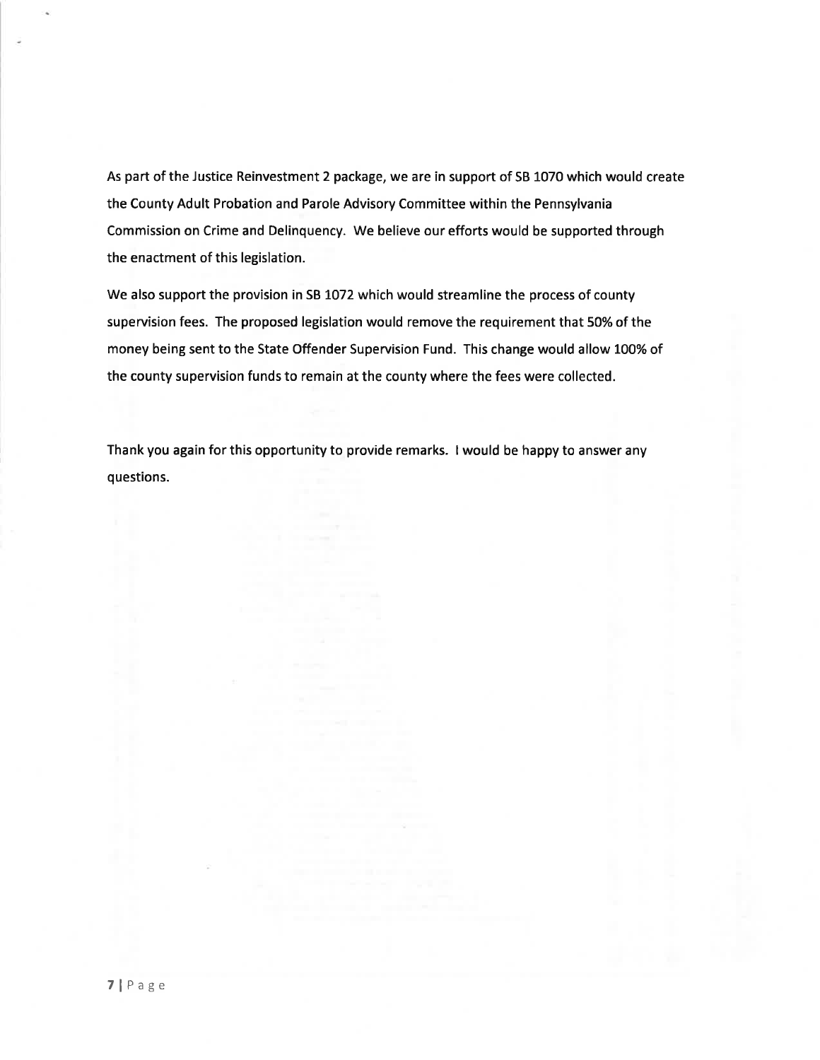As part of the Justice Reinvestment 2 package, we are in support of SB 1070 which would create the County Adult Probation and Parole Advisory Committee within the Pennsylvania Commission on Crime and Delinquency. We believe our efforts would be supported through the enactment of this legislation.

We also support the provision in SB 1072 which would streamline the process of county supervision fees. The proposed legislation would remove the requirement that 50% of the money being sent to the State Offender Supervision Fund. This change would allow 100% of the county supervision funds to remain at the county where the fees were collected.

Thank you again for this opportunity to provide remarks. I would be happy to answer any questions.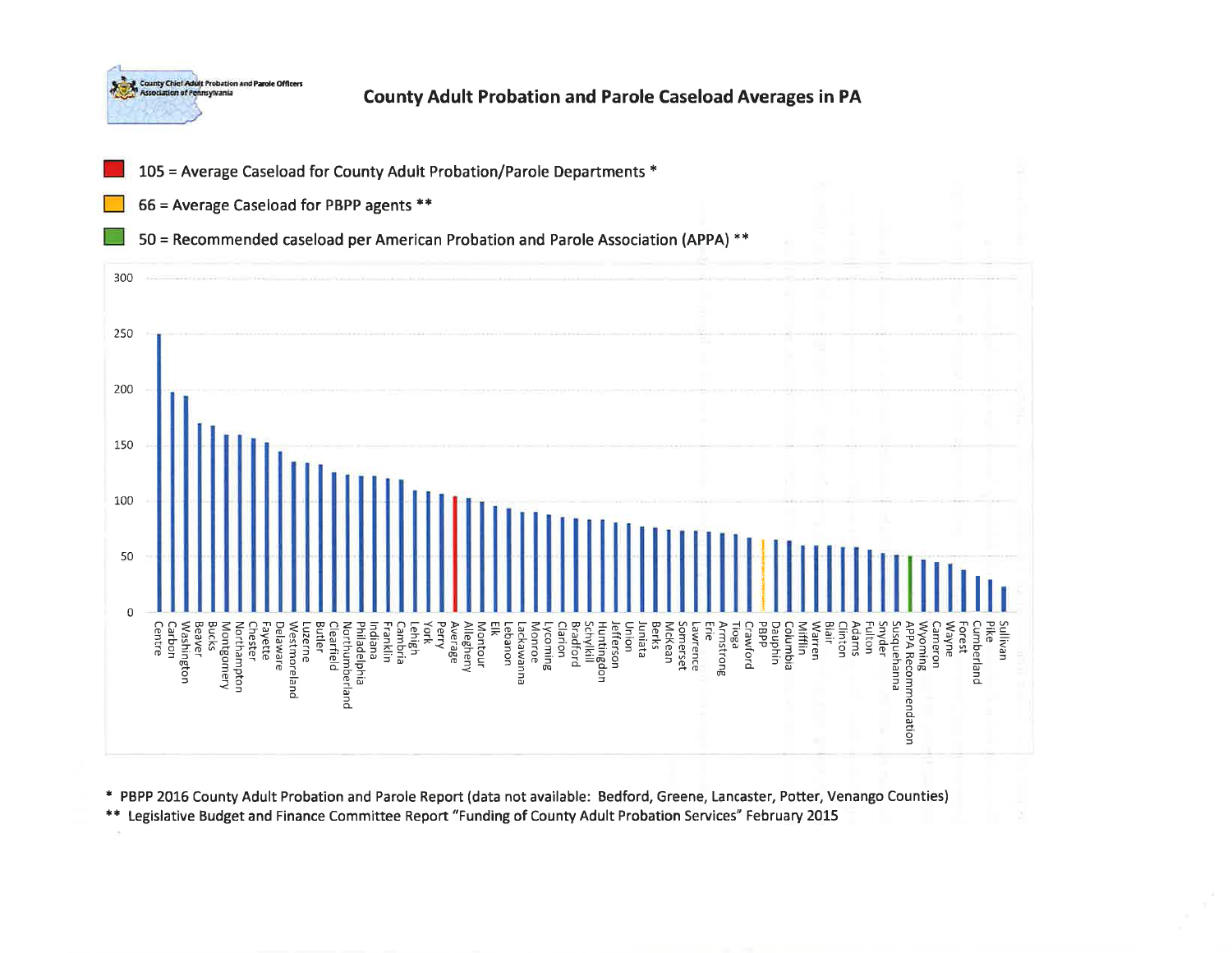County Chief Adult Probation and Parole Officers Association of Pennsylvania

## County Adult Probation and Parole Caseload Averages in PA

105 = Average Caseload for County Adult Probation/Parole Departments *

66 = Average Caseload for PBPP agents **

50 = Recommended caseload per American Probation and Parole Association (APPA) **

Centre, Carbon, Washington, Beaver, Bucks, Montgomery, Northampton, Chester, Fayette, Delaware, Westmoreland, Luzerne, Butler, Clearfield, Northumberland, Philadelphia, Indiana, Franklin, Cambria, Lehigh, York, Perry, Average, Allegheny, Montour, Elk, Lebanon, Lackawanna, Monroe, Lycoming, Clarion, Bradford, Schylkill, Huntingdon, Jefferson, Union, Juniata, Berks, McKean, Somerset, Lawrence, Erie, Armstrong, Tioga, Crawford, PBPP, Dauphin, Columbia, Mifflin, Warren, Blair, Clinton, Adams, Fulton, Snyder, Susquehanna, APPA Recommendation, Wyoming, Cameron, Wayne, Forest, Cumberland, Pike, Sullivan

\* PBPP 2016 County Adult Probation and Parole Report (data not available: Bedford, Greene, Lancaster, Potter, Venango Counties)

\*\* Legislative Budget and Finance Committee Report "Funding of County Adult Probation Services" February 2015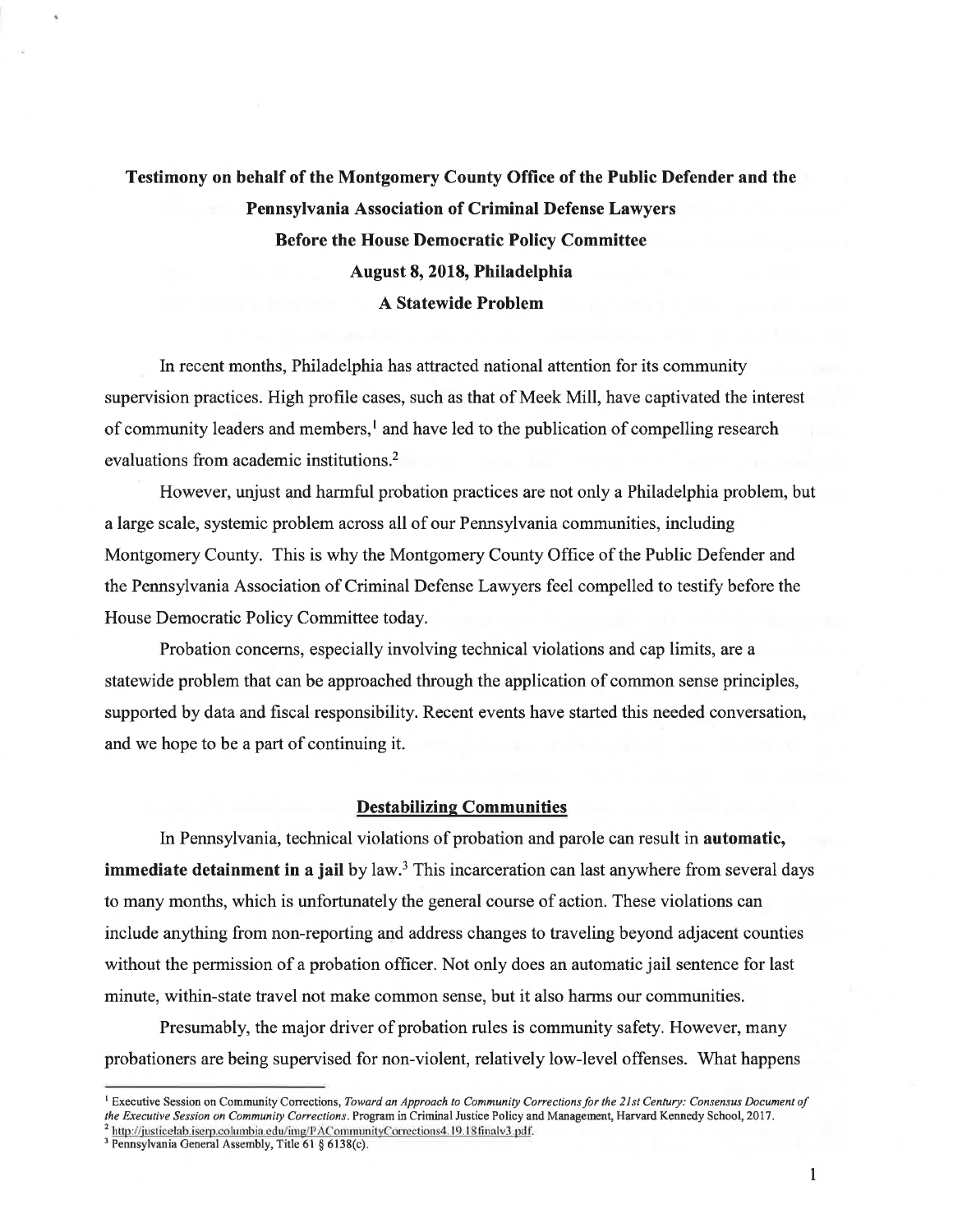**Testimony on behalf of the Montgomery County Office of the Public Defender and the Pennsylvania Association of Criminal Defense Lawyers**
**Before the House Democratic Policy Committee**
**August 8, 2018, Philadelphia**
**A Statewide Problem**

In recent months, Philadelphia has attracted national attention for its community supervision practices. High profile cases, such as that of Meek Mill, have captivated the interest of community leaders and members,[1] and have led to the publication of compelling research evaluations from academic institutions.[2]

However, unjust and harmful probation practices are not only a Philadelphia problem, but a large scale, systemic problem across all of our Pennsylvania communities, including Montgomery County. This is why the Montgomery County Office of the Public Defender and the Pennsylvania Association of Criminal Defense Lawyers feel compelled to testify before the House Democratic Policy Committee today.

Probation concerns, especially involving technical violations and cap limits, are a statewide problem that can be approached through the application of common sense principles, supported by data and fiscal responsibility. Recent events have started this needed conversation, and we hope to be a part of continuing it.

## Destabilizing Communities

In Pennsylvania, technical violations of probation and parole can result in **automatic, immediate detainment in a jail** by law.[3] This incarceration can last anywhere from several days to many months, which is unfortunately the general course of action. These violations can include anything from non-reporting and address changes to traveling beyond adjacent counties without the permission of a probation officer. Not only does an automatic jail sentence for last minute, within-state travel not make common sense, but it also harms our communities.

Presumably, the major driver of probation rules is community safety. However, many probationers are being supervised for non-violent, relatively low-level offenses. What happens

[1] Executive Session on Community Corrections, *Toward an Approach to Community Corrections for the 21st Century: Consensus Document of the Executive Session on Community Corrections*. Program in Criminal Justice Policy and Management, Harvard Kennedy School, 2017.
[2] http://justicelab.iserp.columbia.edu/img/PACommunityCorrections4.19.18finalv3.pdf.
[3] Pennsylvania General Assembly, Title 61 § 6138(c).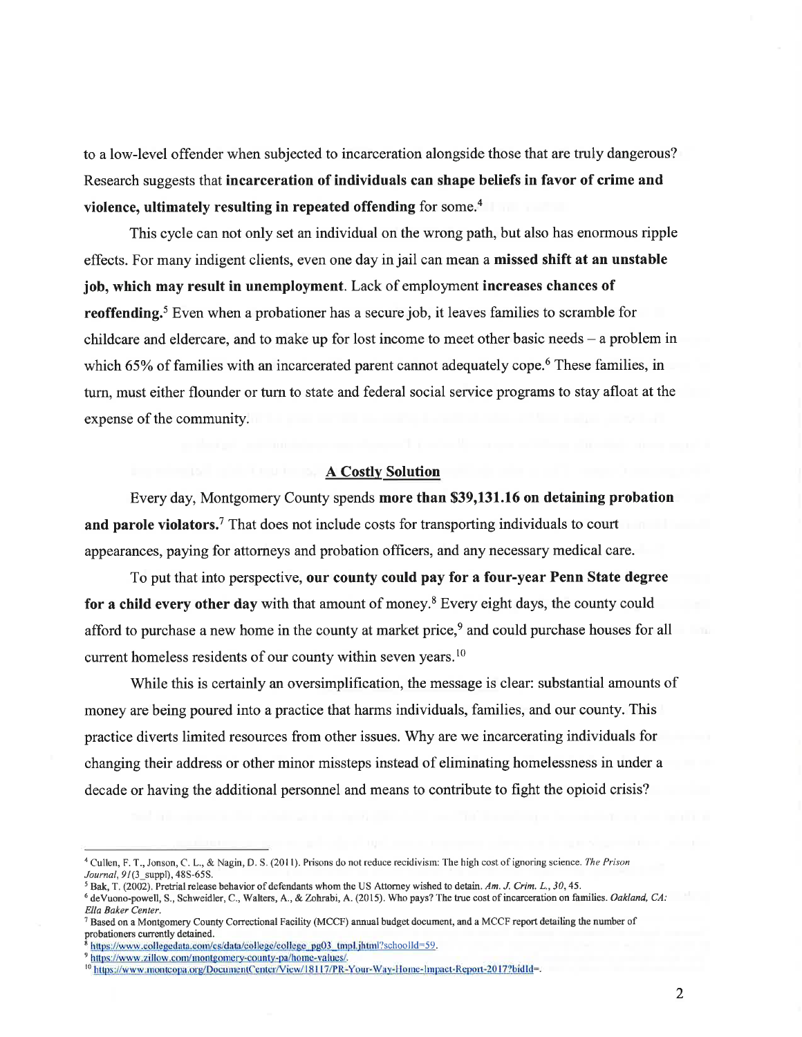to a low-level offender when subjected to incarceration alongside those that are truly dangerous? Research suggests that **incarceration of individuals can shape beliefs in favor of crime and violence, ultimately resulting in repeated offending** for some.[4]

This cycle can not only set an individual on the wrong path, but also has enormous ripple effects. For many indigent clients, even one day in jail can mean a **missed shift at an unstable job, which may result in unemployment**. Lack of employment **increases chances of reoffending.**[5] Even when a probationer has a secure job, it leaves families to scramble for childcare and eldercare, and to make up for lost income to meet other basic needs – a problem in which 65% of families with an incarcerated parent cannot adequately cope.[6] These families, in turn, must either flounder or turn to state and federal social service programs to stay afloat at the expense of the community.

## <u>A Costly Solution</u>

Every day, Montgomery County spends **more than $39,131.16 on detaining probation and parole violators.**[7] That does not include costs for transporting individuals to court appearances, paying for attorneys and probation officers, and any necessary medical care.

To put that into perspective, **our county could pay for a four-year Penn State degree for a child every other day** with that amount of money.[8] Every eight days, the county could afford to purchase a new home in the county at market price,[9] and could purchase houses for all current homeless residents of our county within seven years.[10]

While this is certainly an oversimplification, the message is clear: substantial amounts of money are being poured into a practice that harms individuals, families, and our county. This practice diverts limited resources from other issues. Why are we incarcerating individuals for changing their address or other minor missteps instead of eliminating homelessness in under a decade or having the additional personnel and means to contribute to fight the opioid crisis?

---

[4] Cullen, F. T., Jonson, C. L., & Nagin, D. S. (2011). Prisons do not reduce recidivism: The high cost of ignoring science. *The Prison Journal*, *91*(3_suppl), 48S-65S.

[5] Bak, T. (2002). Pretrial release behavior of defendants whom the US Attorney wished to detain. *Am. J. Crim. L.*, *30*, 45.

[6] deVuono-powell, S., Schweidler, C., Walters, A., & Zohrabi, A. (2015). Who pays? The true cost of incarceration on families. *Oakland, CA: Ella Baker Center*.

[7] Based on a Montgomery County Correctional Facility (MCCF) annual budget document, and a MCCF report detailing the number of probationers currently detained.

[8] https://www.collegedata.com/cs/data/college/college_pg03_tmpl.jhtml?schoolId=59.

[9] https://www.zillow.com/montgomery-county-pa/home-values/.

[10] https://www.montcopa.org/DocumentCenter/View/18117/PR-Your-Way-Home-Impact-Report-2017?bidId=.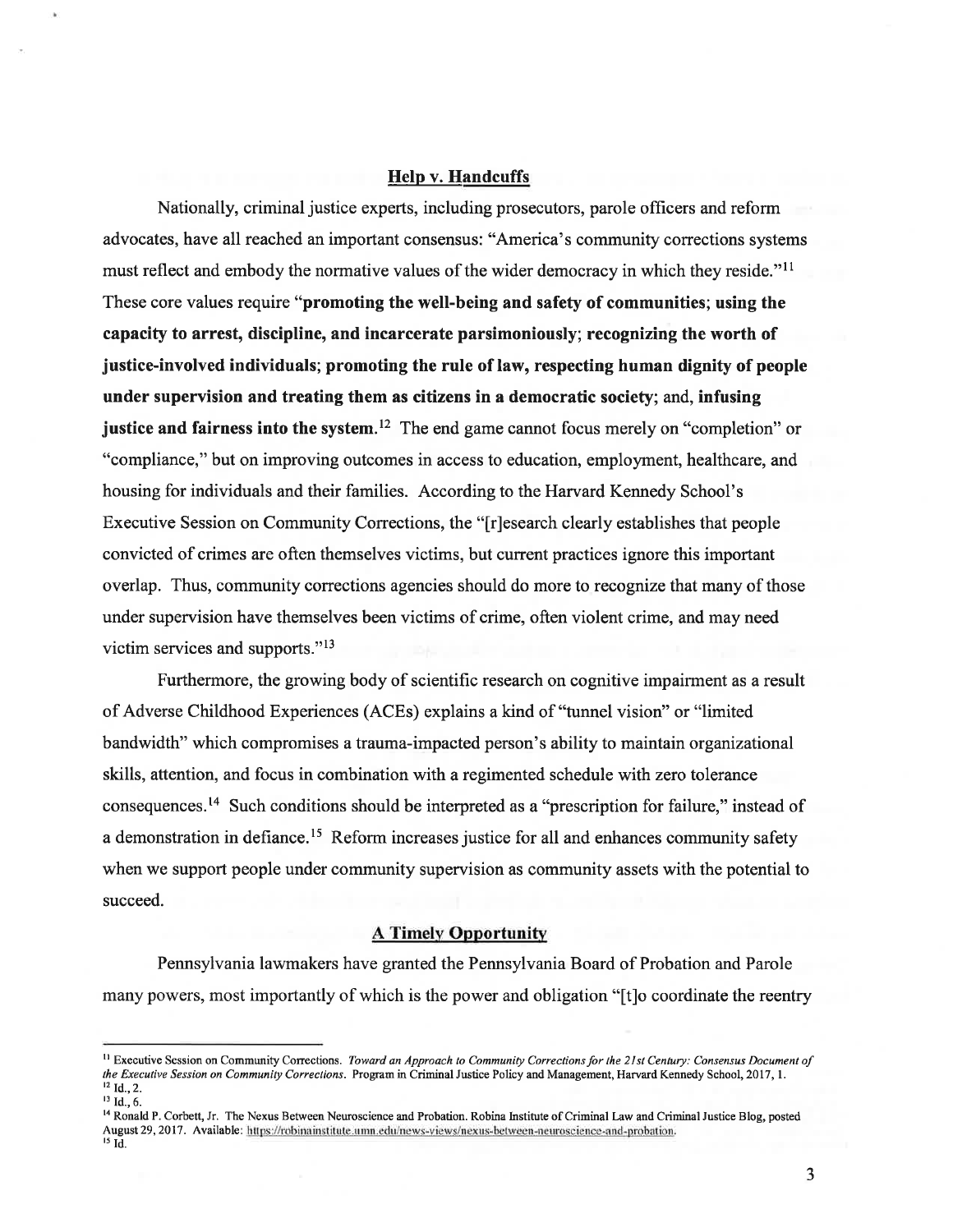## Help v. Handcuffs

Nationally, criminal justice experts, including prosecutors, parole officers and reform advocates, have all reached an important consensus: "America's community corrections systems must reflect and embody the normative values of the wider democracy in which they reside."[11] These core values require "**promoting the well-being and safety of communities; using the capacity to arrest, discipline, and incarcerate parsimoniously; recognizing the worth of justice-involved individuals; promoting the rule of law, respecting human dignity of people under supervision and treating them as citizens in a democratic society**; and, **infusing justice and fairness into the system.**[12] The end game cannot focus merely on "completion" or "compliance," but on improving outcomes in access to education, employment, healthcare, and housing for individuals and their families. According to the Harvard Kennedy School's Executive Session on Community Corrections, the "[r]esearch clearly establishes that people convicted of crimes are often themselves victims, but current practices ignore this important overlap. Thus, community corrections agencies should do more to recognize that many of those under supervision have themselves been victims of crime, often violent crime, and may need victim services and supports."[13]

Furthermore, the growing body of scientific research on cognitive impairment as a result of Adverse Childhood Experiences (ACEs) explains a kind of "tunnel vision" or "limited bandwidth" which compromises a trauma-impacted person's ability to maintain organizational skills, attention, and focus in combination with a regimented schedule with zero tolerance consequences.[14] Such conditions should be interpreted as a "prescription for failure," instead of a demonstration in defiance.[15] Reform increases justice for all and enhances community safety when we support people under community supervision as community assets with the potential to succeed.

## A Timely Opportunity

Pennsylvania lawmakers have granted the Pennsylvania Board of Probation and Parole many powers, most importantly of which is the power and obligation "[t]o coordinate the reentry

---

[11] Executive Session on Community Corrections. *Toward an Approach to Community Corrections for the 21st Century: Consensus Document of the Executive Session on Community Corrections*. Program in Criminal Justice Policy and Management, Harvard Kennedy School, 2017, 1.

[12] Id., 2.

[13] Id., 6.

[14] Ronald P. Corbett, Jr. The Nexus Between Neuroscience and Probation. Robina Institute of Criminal Law and Criminal Justice Blog, posted August 29, 2017. Available: https://robinainstitute.umn.edu/news-views/nexus-between-neuroscience-and-probation.

[15] Id.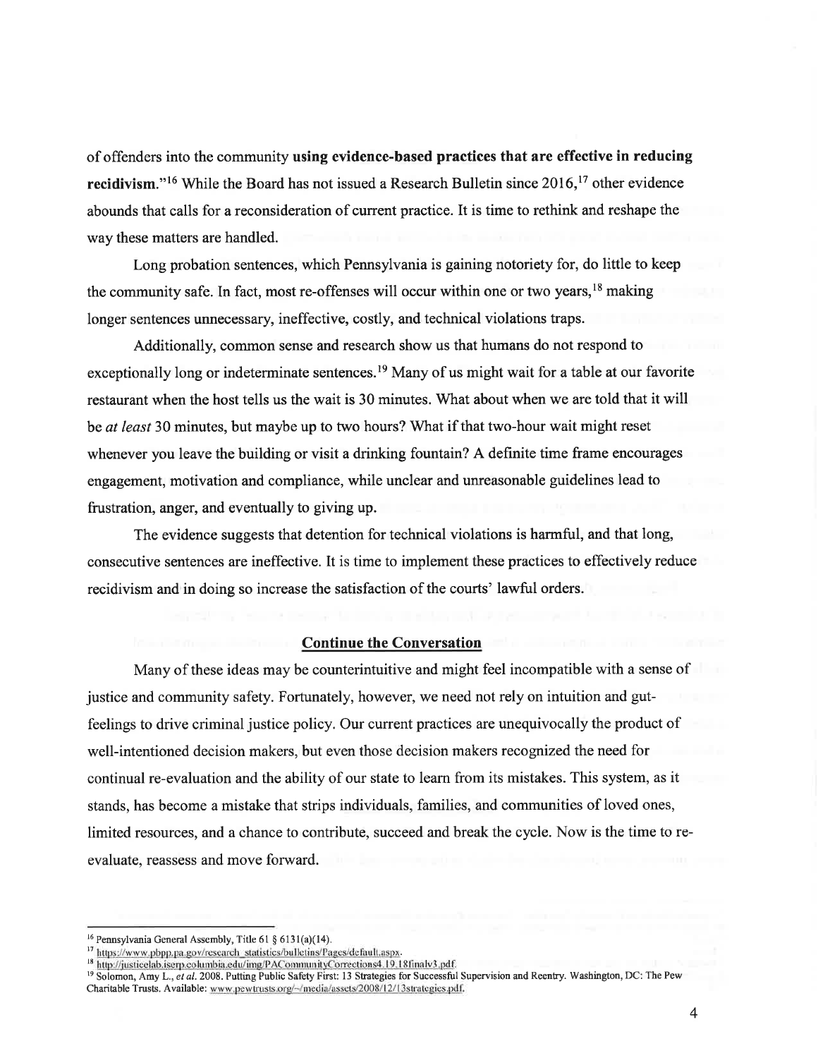of offenders into the community **using evidence-based practices that are effective in reducing recidivism.**"[16] While the Board has not issued a Research Bulletin since 2016,[17] other evidence abounds that calls for a reconsideration of current practice. It is time to rethink and reshape the way these matters are handled.

Long probation sentences, which Pennsylvania is gaining notoriety for, do little to keep the community safe. In fact, most re-offenses will occur within one or two years,[18] making longer sentences unnecessary, ineffective, costly, and technical violations traps.

Additionally, common sense and research show us that humans do not respond to exceptionally long or indeterminate sentences.[19] Many of us might wait for a table at our favorite restaurant when the host tells us the wait is 30 minutes. What about when we are told that it will be *at least* 30 minutes, but maybe up to two hours? What if that two-hour wait might reset whenever you leave the building or visit a drinking fountain? A definite time frame encourages engagement, motivation and compliance, while unclear and unreasonable guidelines lead to frustration, anger, and eventually to giving up.

The evidence suggests that detention for technical violations is harmful, and that long, consecutive sentences are ineffective. It is time to implement these practices to effectively reduce recidivism and in doing so increase the satisfaction of the courts' lawful orders.

## Continue the Conversation

Many of these ideas may be counterintuitive and might feel incompatible with a sense of justice and community safety. Fortunately, however, we need not rely on intuition and gut-feelings to drive criminal justice policy. Our current practices are unequivocally the product of well-intentioned decision makers, but even those decision makers recognized the need for continual re-evaluation and the ability of our state to learn from its mistakes. This system, as it stands, has become a mistake that strips individuals, families, and communities of loved ones, limited resources, and a chance to contribute, succeed and break the cycle. Now is the time to re-evaluate, reassess and move forward.

---

[16] Pennsylvania General Assembly, Title 61 § 6131(a)(14).

[17] https://www.pbpp.pa.gov/research_statistics/bulletins/Pages/default.aspx.

[18] http://justicelab.iserp.columbia.edu/img/PACommunityCorrections4.19.18finalv3.pdf.

[19] Solomon, Amy L., *et al.* 2008. Putting Public Safety First: 13 Strategies for Successful Supervision and Reentry. Washington, DC: The Pew Charitable Trusts. Available: www.pewtrusts.org/~/media/assets/2008/12/13strategies.pdf.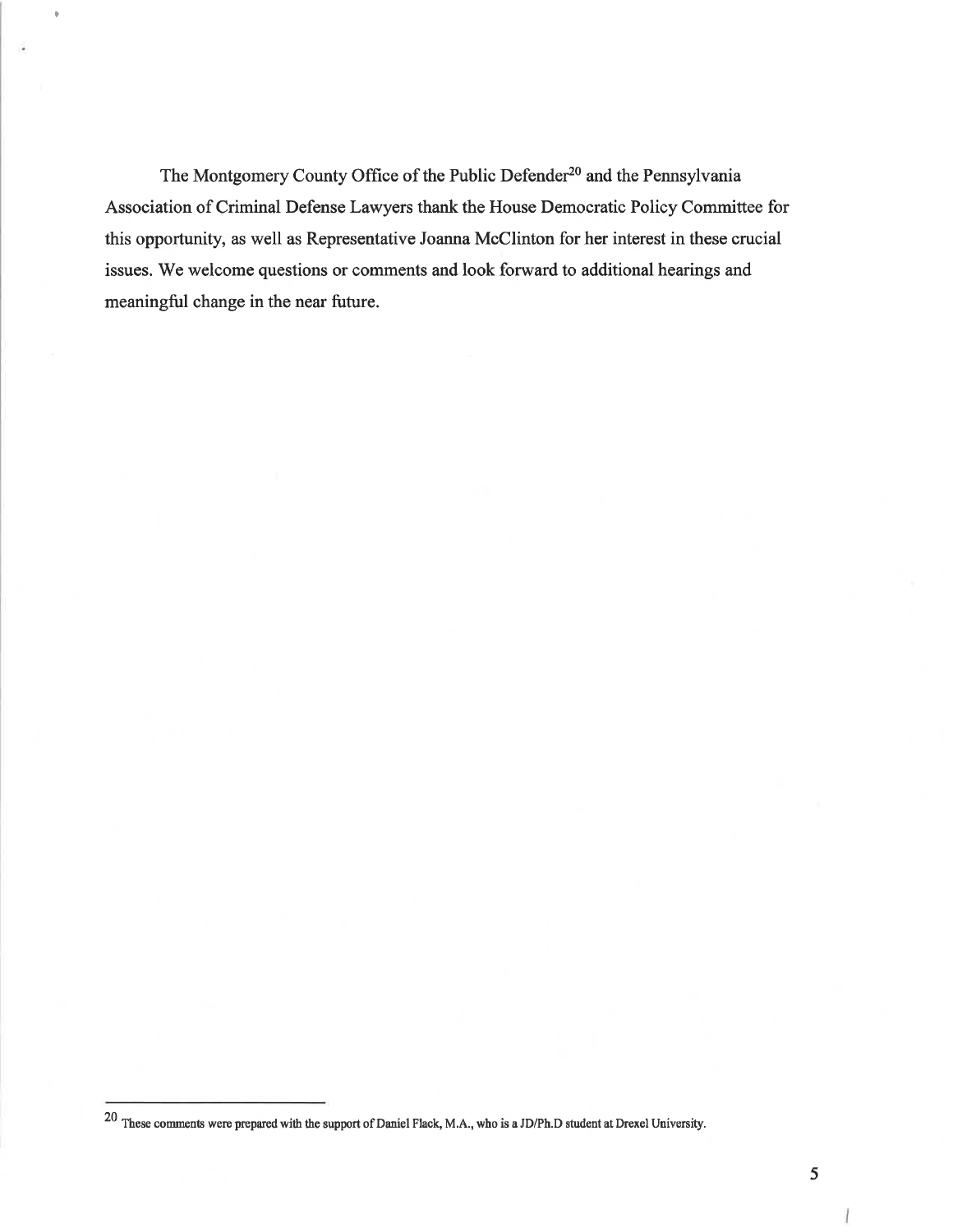The Montgomery County Office of the Public Defender[20] and the Pennsylvania Association of Criminal Defense Lawyers thank the House Democratic Policy Committee for this opportunity, as well as Representative Joanna McClinton for her interest in these crucial issues. We welcome questions or comments and look forward to additional hearings and meaningful change in the near future.

[20] These comments were prepared with the support of Daniel Flack, M.A., who is a JD/Ph.D student at Drexel University.